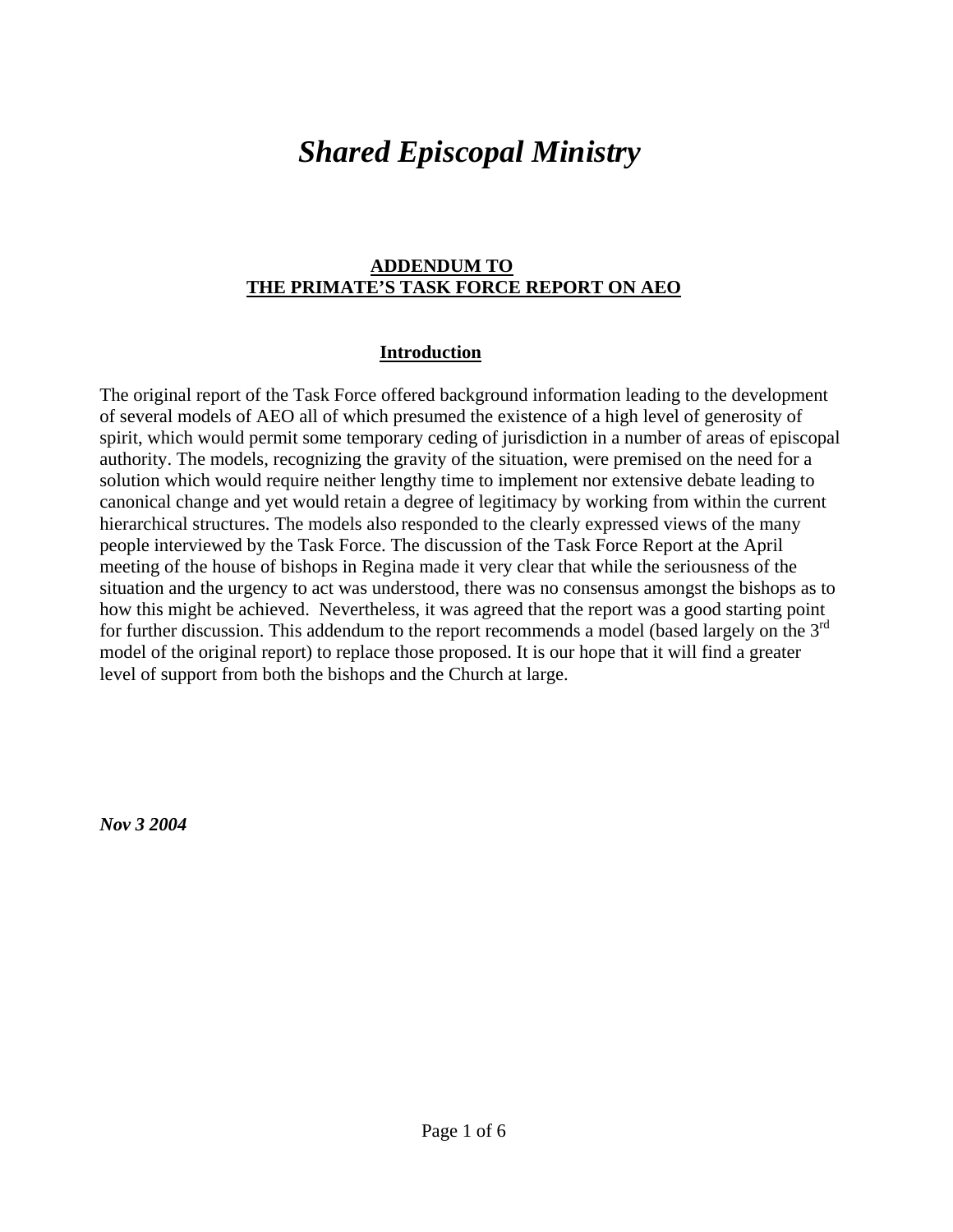# *Shared Episcopal Ministry*

**ADDENDUM TO**
**THE PRIMATE'S TASK FORCE REPORT ON AEO**

## Introduction

The original report of the Task Force offered background information leading to the development of several models of AEO all of which presumed the existence of a high level of generosity of spirit, which would permit some temporary ceding of jurisdiction in a number of areas of episcopal authority. The models, recognizing the gravity of the situation, were premised on the need for a solution which would require neither lengthy time to implement nor extensive debate leading to canonical change and yet would retain a degree of legitimacy by working from within the current hierarchical structures. The models also responded to the clearly expressed views of the many people interviewed by the Task Force. The discussion of the Task Force Report at the April meeting of the house of bishops in Regina made it very clear that while the seriousness of the situation and the urgency to act was understood, there was no consensus amongst the bishops as to how this might be achieved. Nevertheless, it was agreed that the report was a good starting point for further discussion. This addendum to the report recommends a model (based largely on the 3rd model of the original report) to replace those proposed. It is our hope that it will find a greater level of support from both the bishops and the Church at large.

***Nov 3 2004***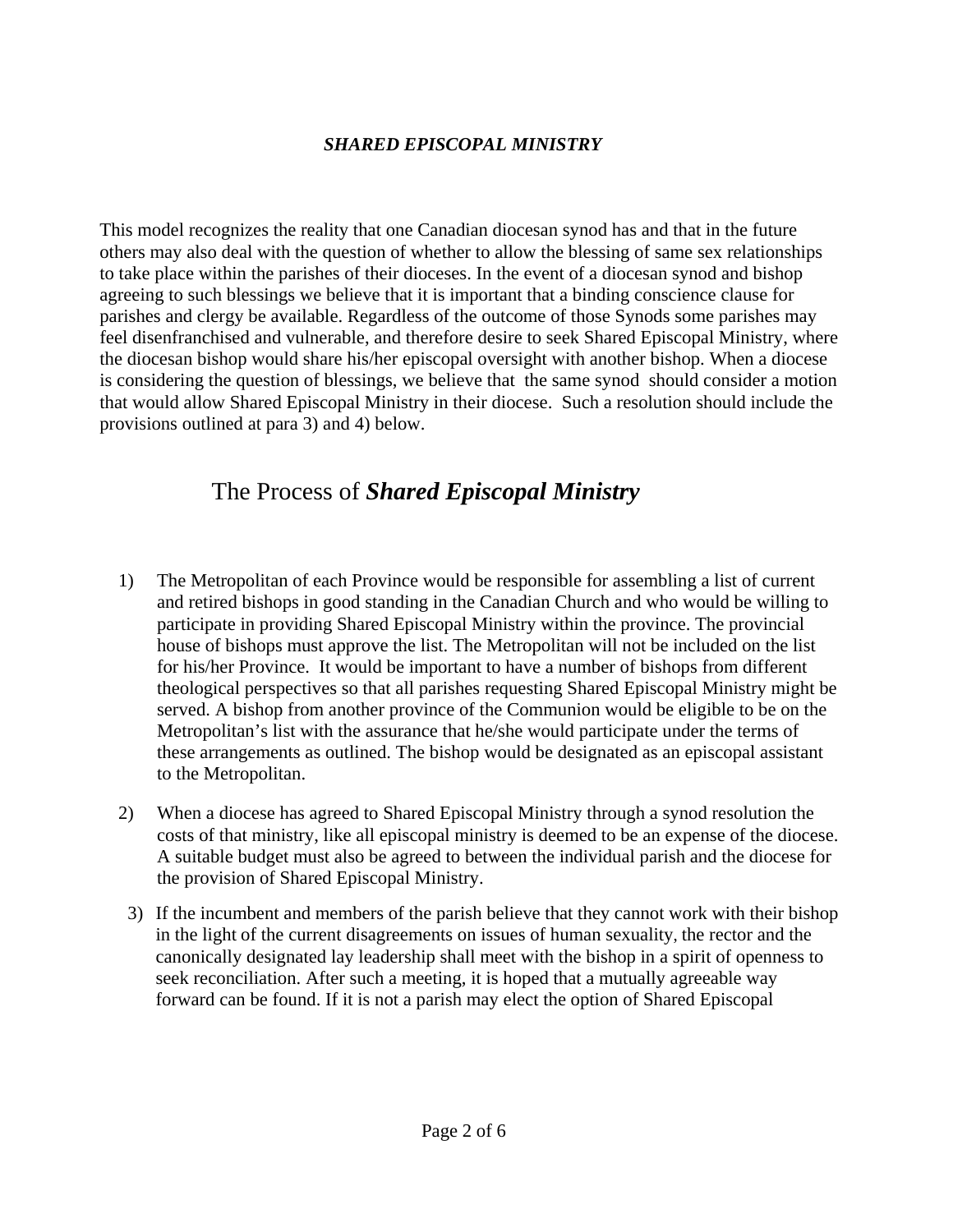### ***SHARED EPISCOPAL MINISTRY***

This model recognizes the reality that one Canadian diocesan synod has and that in the future others may also deal with the question of whether to allow the blessing of same sex relationships to take place within the parishes of their dioceses. In the event of a diocesan synod and bishop agreeing to such blessings we believe that it is important that a binding conscience clause for parishes and clergy be available. Regardless of the outcome of those Synods some parishes may feel disenfranchised and vulnerable, and therefore desire to seek Shared Episcopal Ministry, where the diocesan bishop would share his/her episcopal oversight with another bishop. When a diocese is considering the question of blessings, we believe that the same synod should consider a motion that would allow Shared Episcopal Ministry in their diocese. Such a resolution should include the provisions outlined at para 3) and 4) below.

## The Process of ***Shared Episcopal Ministry***

1) The Metropolitan of each Province would be responsible for assembling a list of current and retired bishops in good standing in the Canadian Church and who would be willing to participate in providing Shared Episcopal Ministry within the province. The provincial house of bishops must approve the list. The Metropolitan will not be included on the list for his/her Province. It would be important to have a number of bishops from different theological perspectives so that all parishes requesting Shared Episcopal Ministry might be served. A bishop from another province of the Communion would be eligible to be on the Metropolitan's list with the assurance that he/she would participate under the terms of these arrangements as outlined. The bishop would be designated as an episcopal assistant to the Metropolitan.

2) When a diocese has agreed to Shared Episcopal Ministry through a synod resolution the costs of that ministry, like all episcopal ministry is deemed to be an expense of the diocese. A suitable budget must also be agreed to between the individual parish and the diocese for the provision of Shared Episcopal Ministry.

3) If the incumbent and members of the parish believe that they cannot work with their bishop in the light of the current disagreements on issues of human sexuality, the rector and the canonically designated lay leadership shall meet with the bishop in a spirit of openness to seek reconciliation. After such a meeting, it is hoped that a mutually agreeable way forward can be found. If it is not a parish may elect the option of Shared Episcopal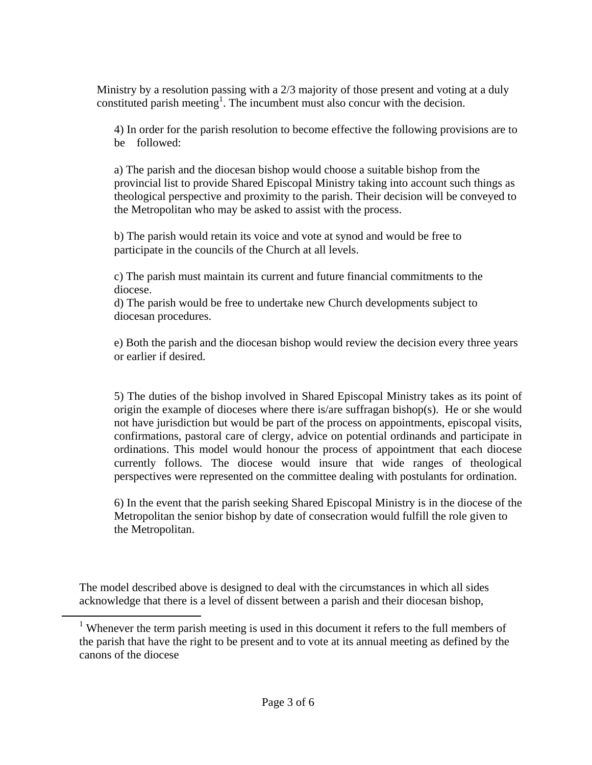Ministry by a resolution passing with a 2/3 majority of those present and voting at a duly constituted parish meeting[1]. The incumbent must also concur with the decision.

4) In order for the parish resolution to become effective the following provisions are to be followed:

a) The parish and the diocesan bishop would choose a suitable bishop from the provincial list to provide Shared Episcopal Ministry taking into account such things as theological perspective and proximity to the parish. Their decision will be conveyed to the Metropolitan who may be asked to assist with the process.

b) The parish would retain its voice and vote at synod and would be free to participate in the councils of the Church at all levels.

c) The parish must maintain its current and future financial commitments to the diocese.

d) The parish would be free to undertake new Church developments subject to diocesan procedures.

e) Both the parish and the diocesan bishop would review the decision every three years or earlier if desired.

5) The duties of the bishop involved in Shared Episcopal Ministry takes as its point of origin the example of dioceses where there is/are suffragan bishop(s). He or she would not have jurisdiction but would be part of the process on appointments, episcopal visits, confirmations, pastoral care of clergy, advice on potential ordinands and participate in ordinations. This model would honour the process of appointment that each diocese currently follows. The diocese would insure that wide ranges of theological perspectives were represented on the committee dealing with postulants for ordination.

6) In the event that the parish seeking Shared Episcopal Ministry is in the diocese of the Metropolitan the senior bishop by date of consecration would fulfill the role given to the Metropolitan.

The model described above is designed to deal with the circumstances in which all sides acknowledge that there is a level of dissent between a parish and their diocesan bishop,

[1] Whenever the term parish meeting is used in this document it refers to the full members of the parish that have the right to be present and to vote at its annual meeting as defined by the canons of the diocese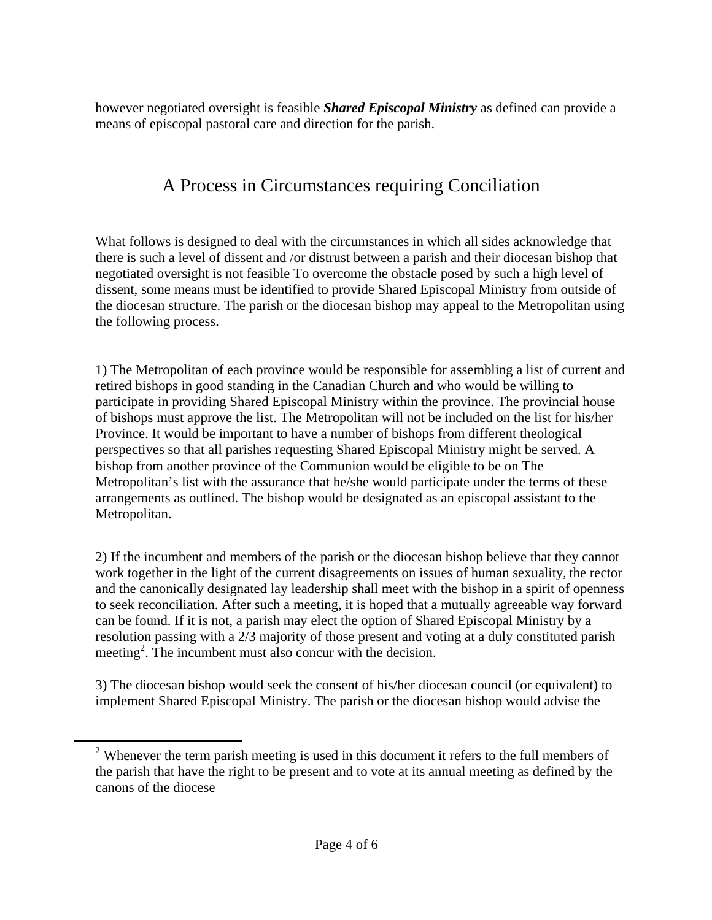however negotiated oversight is feasible ***Shared Episcopal Ministry*** as defined can provide a means of episcopal pastoral care and direction for the parish.

## A Process in Circumstances requiring Conciliation

What follows is designed to deal with the circumstances in which all sides acknowledge that there is such a level of dissent and /or distrust between a parish and their diocesan bishop that negotiated oversight is not feasible To overcome the obstacle posed by such a high level of dissent, some means must be identified to provide Shared Episcopal Ministry from outside of the diocesan structure. The parish or the diocesan bishop may appeal to the Metropolitan using the following process.

1) The Metropolitan of each province would be responsible for assembling a list of current and retired bishops in good standing in the Canadian Church and who would be willing to participate in providing Shared Episcopal Ministry within the province. The provincial house of bishops must approve the list. The Metropolitan will not be included on the list for his/her Province. It would be important to have a number of bishops from different theological perspectives so that all parishes requesting Shared Episcopal Ministry might be served. A bishop from another province of the Communion would be eligible to be on The Metropolitan's list with the assurance that he/she would participate under the terms of these arrangements as outlined. The bishop would be designated as an episcopal assistant to the Metropolitan.

2) If the incumbent and members of the parish or the diocesan bishop believe that they cannot work together in the light of the current disagreements on issues of human sexuality, the rector and the canonically designated lay leadership shall meet with the bishop in a spirit of openness to seek reconciliation. After such a meeting, it is hoped that a mutually agreeable way forward can be found. If it is not, a parish may elect the option of Shared Episcopal Ministry by a resolution passing with a 2/3 majority of those present and voting at a duly constituted parish meeting[2]. The incumbent must also concur with the decision.

3) The diocesan bishop would seek the consent of his/her diocesan council (or equivalent) to implement Shared Episcopal Ministry. The parish or the diocesan bishop would advise the

[2] Whenever the term parish meeting is used in this document it refers to the full members of the parish that have the right to be present and to vote at its annual meeting as defined by the canons of the diocese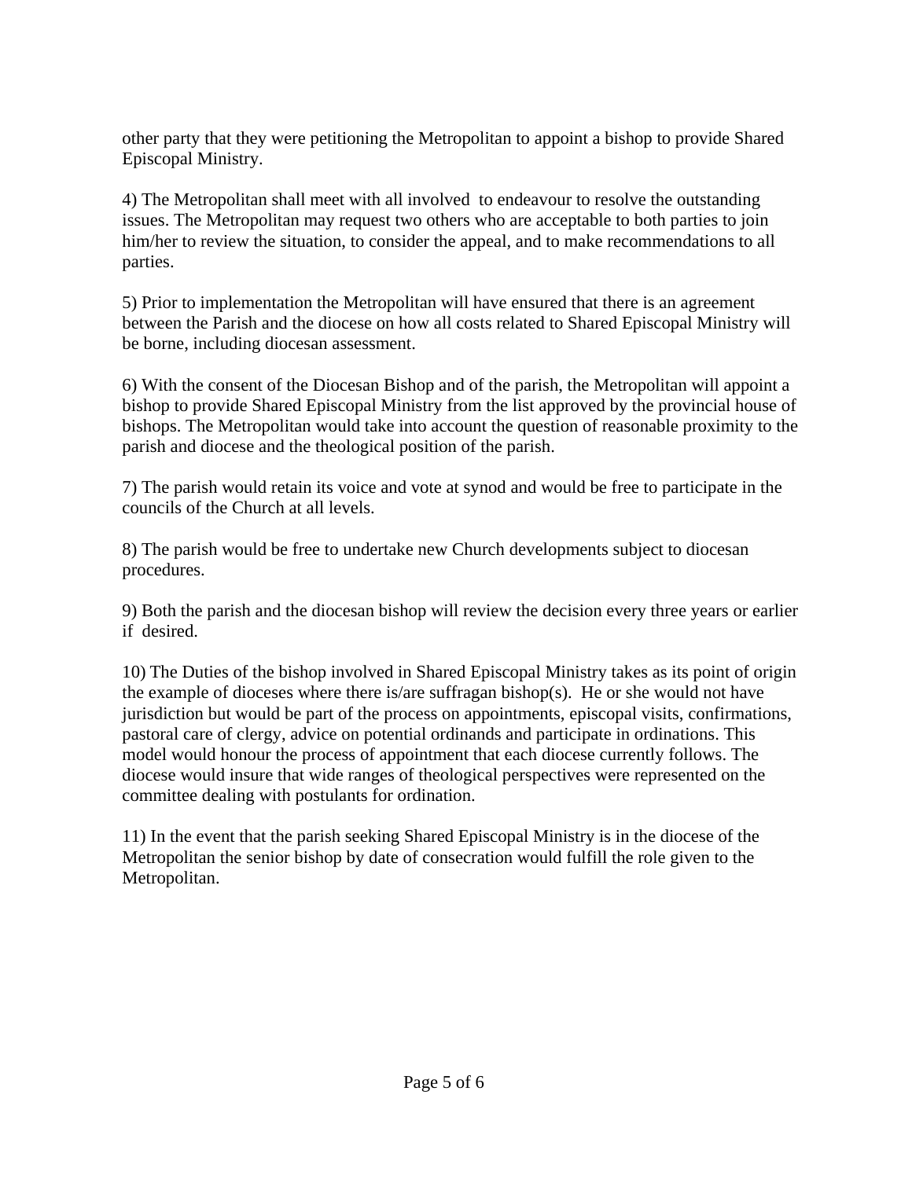other party that they were petitioning the Metropolitan to appoint a bishop to provide Shared Episcopal Ministry.

4) The Metropolitan shall meet with all involved to endeavour to resolve the outstanding issues. The Metropolitan may request two others who are acceptable to both parties to join him/her to review the situation, to consider the appeal, and to make recommendations to all parties.

5) Prior to implementation the Metropolitan will have ensured that there is an agreement between the Parish and the diocese on how all costs related to Shared Episcopal Ministry will be borne, including diocesan assessment.

6) With the consent of the Diocesan Bishop and of the parish, the Metropolitan will appoint a bishop to provide Shared Episcopal Ministry from the list approved by the provincial house of bishops. The Metropolitan would take into account the question of reasonable proximity to the parish and diocese and the theological position of the parish.

7) The parish would retain its voice and vote at synod and would be free to participate in the councils of the Church at all levels.

8) The parish would be free to undertake new Church developments subject to diocesan procedures.

9) Both the parish and the diocesan bishop will review the decision every three years or earlier if desired.

10) The Duties of the bishop involved in Shared Episcopal Ministry takes as its point of origin the example of dioceses where there is/are suffragan bishop(s). He or she would not have jurisdiction but would be part of the process on appointments, episcopal visits, confirmations, pastoral care of clergy, advice on potential ordinands and participate in ordinations. This model would honour the process of appointment that each diocese currently follows. The diocese would insure that wide ranges of theological perspectives were represented on the committee dealing with postulants for ordination.

11) In the event that the parish seeking Shared Episcopal Ministry is in the diocese of the Metropolitan the senior bishop by date of consecration would fulfill the role given to the Metropolitan.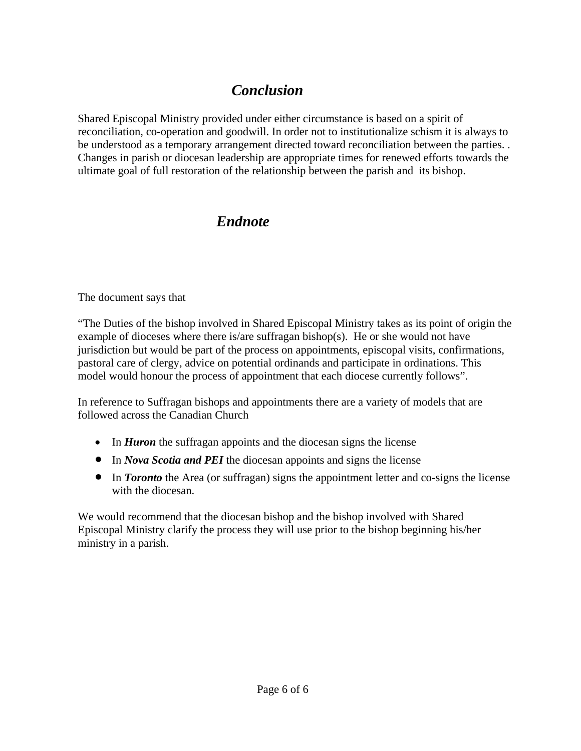## *Conclusion*

Shared Episcopal Ministry provided under either circumstance is based on a spirit of reconciliation, co-operation and goodwill. In order not to institutionalize schism it is always to be understood as a temporary arrangement directed toward reconciliation between the parties. . Changes in parish or diocesan leadership are appropriate times for renewed efforts towards the ultimate goal of full restoration of the relationship between the parish and its bishop.

## *Endnote*

The document says that

"The Duties of the bishop involved in Shared Episcopal Ministry takes as its point of origin the example of dioceses where there is/are suffragan bishop(s). He or she would not have jurisdiction but would be part of the process on appointments, episcopal visits, confirmations, pastoral care of clergy, advice on potential ordinands and participate in ordinations. This model would honour the process of appointment that each diocese currently follows".

In reference to Suffragan bishops and appointments there are a variety of models that are followed across the Canadian Church

- In ***Huron*** the suffragan appoints and the diocesan signs the license
- In ***Nova Scotia and PEI*** the diocesan appoints and signs the license
- In ***Toronto*** the Area (or suffragan) signs the appointment letter and co-signs the license with the diocesan.

We would recommend that the diocesan bishop and the bishop involved with Shared Episcopal Ministry clarify the process they will use prior to the bishop beginning his/her ministry in a parish.